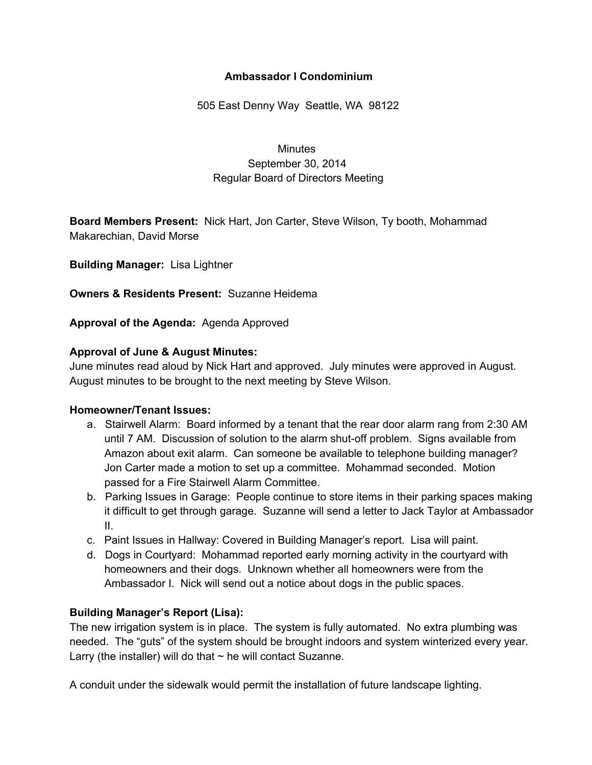**Ambassador I Condominium**

505 East Denny Way Seattle, WA 98122

Minutes
September 30, 2014
Regular Board of Directors Meeting

**Board Members Present:** Nick Hart, Jon Carter, Steve Wilson, Ty booth, Mohammad Makarechian, David Morse

**Building Manager:** Lisa Lightner

**Owners & Residents Present:** Suzanne Heidema

**Approval of the Agenda:** Agenda Approved

**Approval of June & August Minutes:**
June minutes read aloud by Nick Hart and approved. July minutes were approved in August. August minutes to be brought to the next meeting by Steve Wilson.

**Homeowner/Tenant Issues:**

a. Stairwell Alarm: Board informed by a tenant that the rear door alarm rang from 2:30 AM until 7 AM. Discussion of solution to the alarm shut-off problem. Signs available from Amazon about exit alarm. Can someone be available to telephone building manager? Jon Carter made a motion to set up a committee. Mohammad seconded. Motion passed for a Fire Stairwell Alarm Committee.
b. Parking Issues in Garage: People continue to store items in their parking spaces making it difficult to get through garage. Suzanne will send a letter to Jack Taylor at Ambassador II.
c. Paint Issues in Hallway: Covered in Building Manager's report. Lisa will paint.
d. Dogs in Courtyard: Mohammad reported early morning activity in the courtyard with homeowners and their dogs. Unknown whether all homeowners were from the Ambassador I. Nick will send out a notice about dogs in the public spaces.

**Building Manager's Report (Lisa):**
The new irrigation system is in place. The system is fully automated. No extra plumbing was needed. The "guts" of the system should be brought indoors and system winterized every year. Larry (the installer) will do that ~ he will contact Suzanne.

A conduit under the sidewalk would permit the installation of future landscape lighting.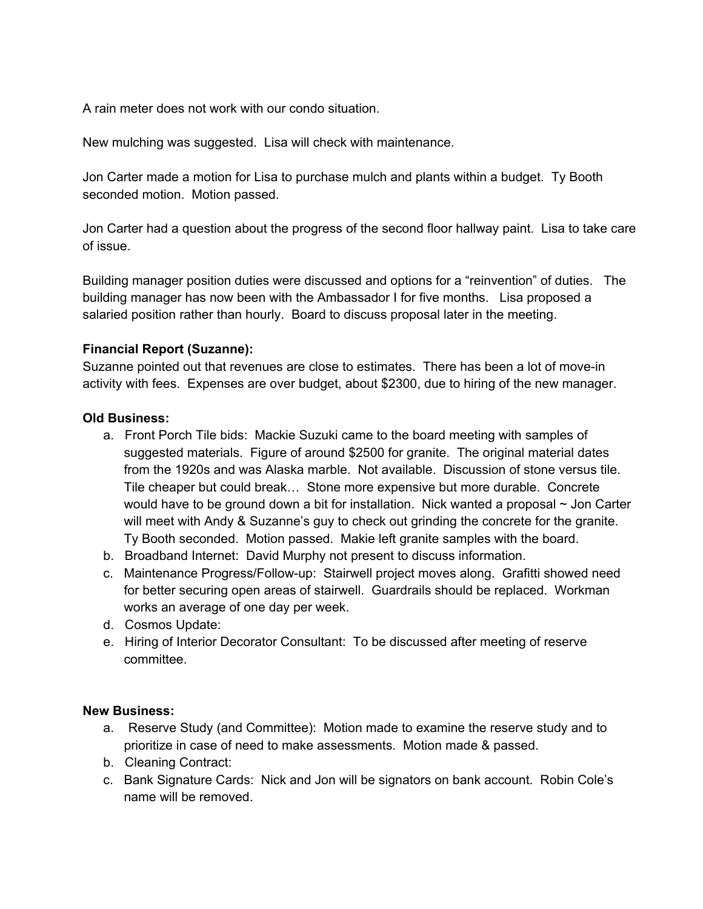A rain meter does not work with our condo situation.

New mulching was suggested. Lisa will check with maintenance.

Jon Carter made a motion for Lisa to purchase mulch and plants within a budget. Ty Booth seconded motion. Motion passed.

Jon Carter had a question about the progress of the second floor hallway paint. Lisa to take care of issue.

Building manager position duties were discussed and options for a "reinvention" of duties. The building manager has now been with the Ambassador I for five months. Lisa proposed a salaried position rather than hourly. Board to discuss proposal later in the meeting.

**Financial Report (Suzanne):**
Suzanne pointed out that revenues are close to estimates. There has been a lot of move-in activity with fees. Expenses are over budget, about $2300, due to hiring of the new manager.

**Old Business:**

a. Front Porch Tile bids: Mackie Suzuki came to the board meeting with samples of suggested materials. Figure of around $2500 for granite. The original material dates from the 1920s and was Alaska marble. Not available. Discussion of stone versus tile. Tile cheaper but could break… Stone more expensive but more durable. Concrete would have to be ground down a bit for installation. Nick wanted a proposal ~ Jon Carter will meet with Andy & Suzanne's guy to check out grinding the concrete for the granite. Ty Booth seconded. Motion passed. Makie left granite samples with the board.
b. Broadband Internet: David Murphy not present to discuss information.
c. Maintenance Progress/Follow-up: Stairwell project moves along. Grafitti showed need for better securing open areas of stairwell. Guardrails should be replaced. Workman works an average of one day per week.
d. Cosmos Update:
e. Hiring of Interior Decorator Consultant: To be discussed after meeting of reserve committee.

**New Business:**

a. Reserve Study (and Committee): Motion made to examine the reserve study and to prioritize in case of need to make assessments. Motion made & passed.
b. Cleaning Contract:
c. Bank Signature Cards: Nick and Jon will be signators on bank account. Robin Cole's name will be removed.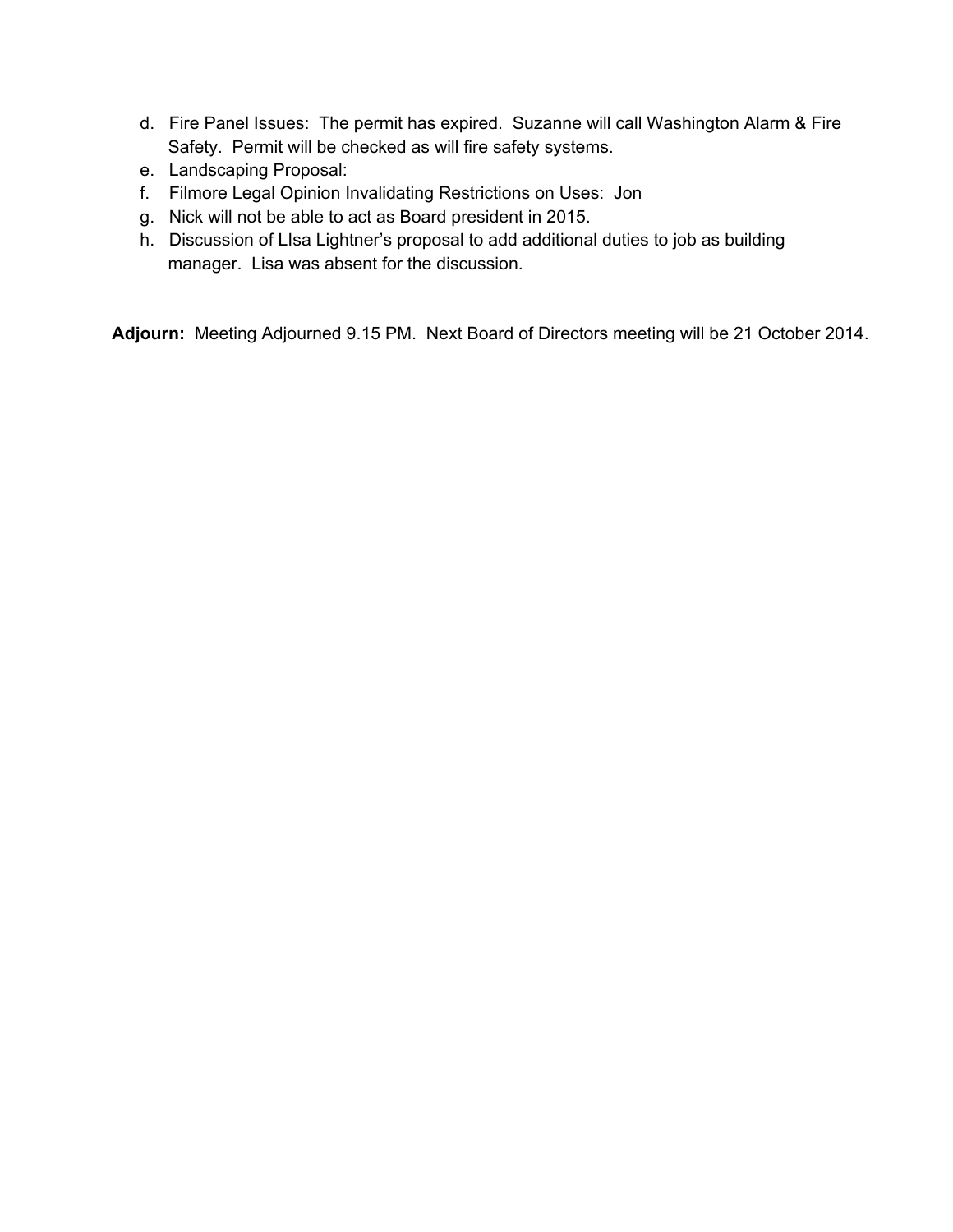d. Fire Panel Issues: The permit has expired. Suzanne will call Washington Alarm & Fire Safety. Permit will be checked as will fire safety systems.
e. Landscaping Proposal:
f. Filmore Legal Opinion Invalidating Restrictions on Uses: Jon
g. Nick will not be able to act as Board president in 2015.
h. Discussion of LIsa Lightner's proposal to add additional duties to job as building manager. Lisa was absent for the discussion.

**Adjourn:** Meeting Adjourned 9.15 PM. Next Board of Directors meeting will be 21 October 2014.